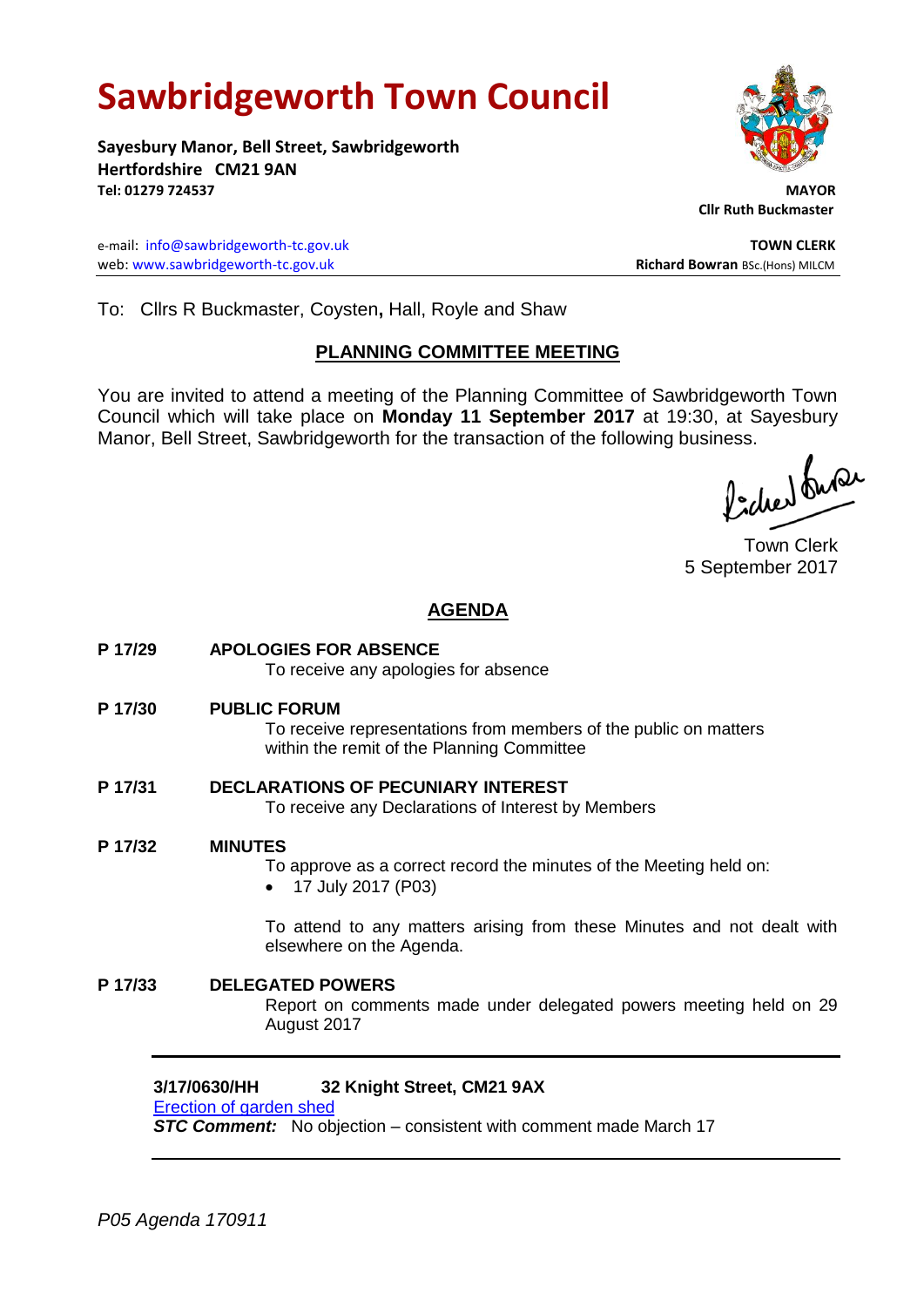# Sawbridgeworth Town Council

**Sayesbury Manor, Bell Street, Sawbridgeworth**
**Hertfordshire CM21 9AN**
**Tel: 01279 724537**

**MAYOR**
**Cllr Ruth Buckmaster**

e-mail: info@sawbridgeworth-tc.gov.uk
web: www.sawbridgeworth-tc.gov.uk

**TOWN CLERK**
**Richard Bowran** BSc.(Hons) MILCM

To: Cllrs R Buckmaster, Coysten**,** Hall, Royle and Shaw

## PLANNING COMMITTEE MEETING

You are invited to attend a meeting of the Planning Committee of Sawbridgeworth Town Council which will take place on **Monday 11 September 2017** at 19:30, at Sayesbury Manor, Bell Street, Sawbridgeworth for the transaction of the following business.

Town Clerk
5 September 2017

## AGENDA

**P 17/29 APOLOGIES FOR ABSENCE**
To receive any apologies for absence

**P 17/30 PUBLIC FORUM**
To receive representations from members of the public on matters within the remit of the Planning Committee

**P 17/31 DECLARATIONS OF PECUNIARY INTEREST**
To receive any Declarations of Interest by Members

**P 17/32 MINUTES**
To approve as a correct record the minutes of the Meeting held on:

- 17 July 2017 (P03)

To attend to any matters arising from these Minutes and not dealt with elsewhere on the Agenda.

**P 17/33 DELEGATED POWERS**
Report on comments made under delegated powers meeting held on 29 August 2017

---

**3/17/0630/HH 32 Knight Street, CM21 9AX**
Erection of garden shed
***STC Comment:*** No objection – consistent with comment made March 17

---

*P05 Agenda 170911*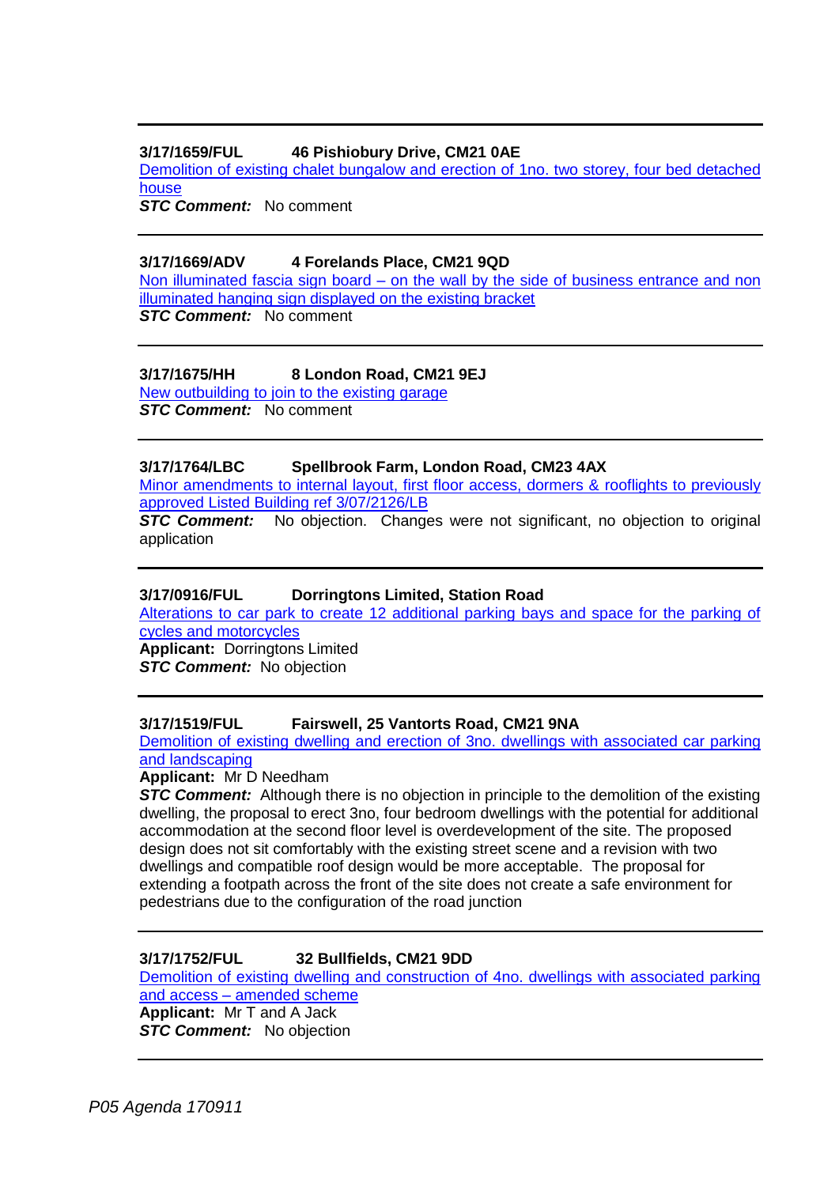---

**3/17/1659/FUL 46 Pishiobury Drive, CM21 0AE**

Demolition of existing chalet bungalow and erection of 1no. two storey, four bed detached house

***STC Comment:*** No comment

---

**3/17/1669/ADV 4 Forelands Place, CM21 9QD**

Non illuminated fascia sign board – on the wall by the side of business entrance and non illuminated hanging sign displayed on the existing bracket

***STC Comment:*** No comment

---

**3/17/1675/HH 8 London Road, CM21 9EJ**

New outbuilding to join to the existing garage

***STC Comment:*** No comment

---

**3/17/1764/LBC Spellbrook Farm, London Road, CM23 4AX**

Minor amendments to internal layout, first floor access, dormers & rooflights to previously approved Listed Building ref 3/07/2126/LB

***STC Comment:*** No objection. Changes were not significant, no objection to original application

---

**3/17/0916/FUL Dorringtons Limited, Station Road**

Alterations to car park to create 12 additional parking bays and space for the parking of cycles and motorcycles

**Applicant:** Dorringtons Limited

***STC Comment:*** No objection

---

**3/17/1519/FUL Fairswell, 25 Vantorts Road, CM21 9NA**

Demolition of existing dwelling and erection of 3no. dwellings with associated car parking and landscaping

**Applicant:** Mr D Needham

***STC Comment:*** Although there is no objection in principle to the demolition of the existing dwelling, the proposal to erect 3no, four bedroom dwellings with the potential for additional accommodation at the second floor level is overdevelopment of the site. The proposed design does not sit comfortably with the existing street scene and a revision with two dwellings and compatible roof design would be more acceptable. The proposal for extending a footpath across the front of the site does not create a safe environment for pedestrians due to the configuration of the road junction

---

**3/17/1752/FUL 32 Bullfields, CM21 9DD**

Demolition of existing dwelling and construction of 4no. dwellings with associated parking and access – amended scheme

**Applicant:** Mr T and A Jack

***STC Comment:*** No objection

---

*P05 Agenda 170911*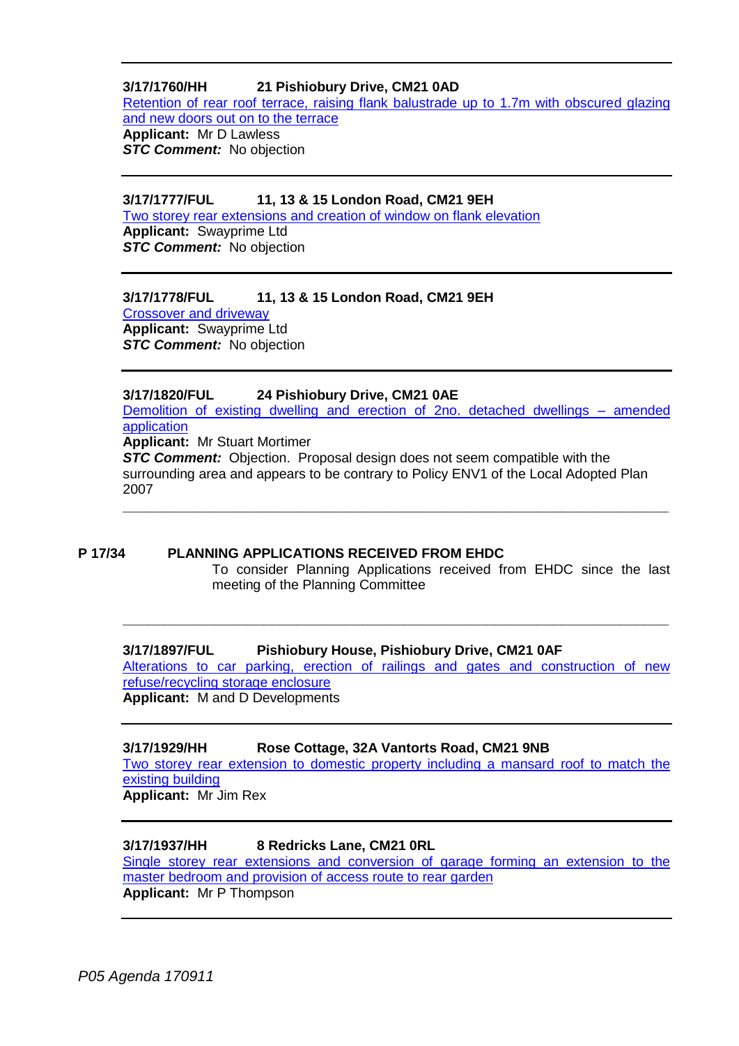---

**3/17/1760/HH 21 Pishiobury Drive, CM21 0AD**
Retention of rear roof terrace, raising flank balustrade up to 1.7m with obscured glazing and new doors out on to the terrace
**Applicant:** Mr D Lawless
***STC Comment:*** No objection

---

**3/17/1777/FUL 11, 13 & 15 London Road, CM21 9EH**
Two storey rear extensions and creation of window on flank elevation
**Applicant:** Swayprime Ltd
***STC Comment:*** No objection

---

**3/17/1778/FUL 11, 13 & 15 London Road, CM21 9EH**
Crossover and driveway
**Applicant:** Swayprime Ltd
***STC Comment:*** No objection

---

**3/17/1820/FUL 24 Pishiobury Drive, CM21 0AE**
Demolition of existing dwelling and erection of 2no. detached dwellings – amended application
**Applicant:** Mr Stuart Mortimer
***STC Comment:*** Objection. Proposal design does not seem compatible with the surrounding area and appears to be contrary to Policy ENV1 of the Local Adopted Plan 2007

---

**P 17/34 PLANNING APPLICATIONS RECEIVED FROM EHDC**

To consider Planning Applications received from EHDC since the last meeting of the Planning Committee

---

**3/17/1897/FUL Pishiobury House, Pishiobury Drive, CM21 0AF**
Alterations to car parking, erection of railings and gates and construction of new refuse/recycling storage enclosure
**Applicant:** M and D Developments

---

**3/17/1929/HH Rose Cottage, 32A Vantorts Road, CM21 9NB**
Two storey rear extension to domestic property including a mansard roof to match the existing building
**Applicant:** Mr Jim Rex

---

**3/17/1937/HH 8 Redricks Lane, CM21 0RL**
Single storey rear extensions and conversion of garage forming an extension to the master bedroom and provision of access route to rear garden
**Applicant:** Mr P Thompson

---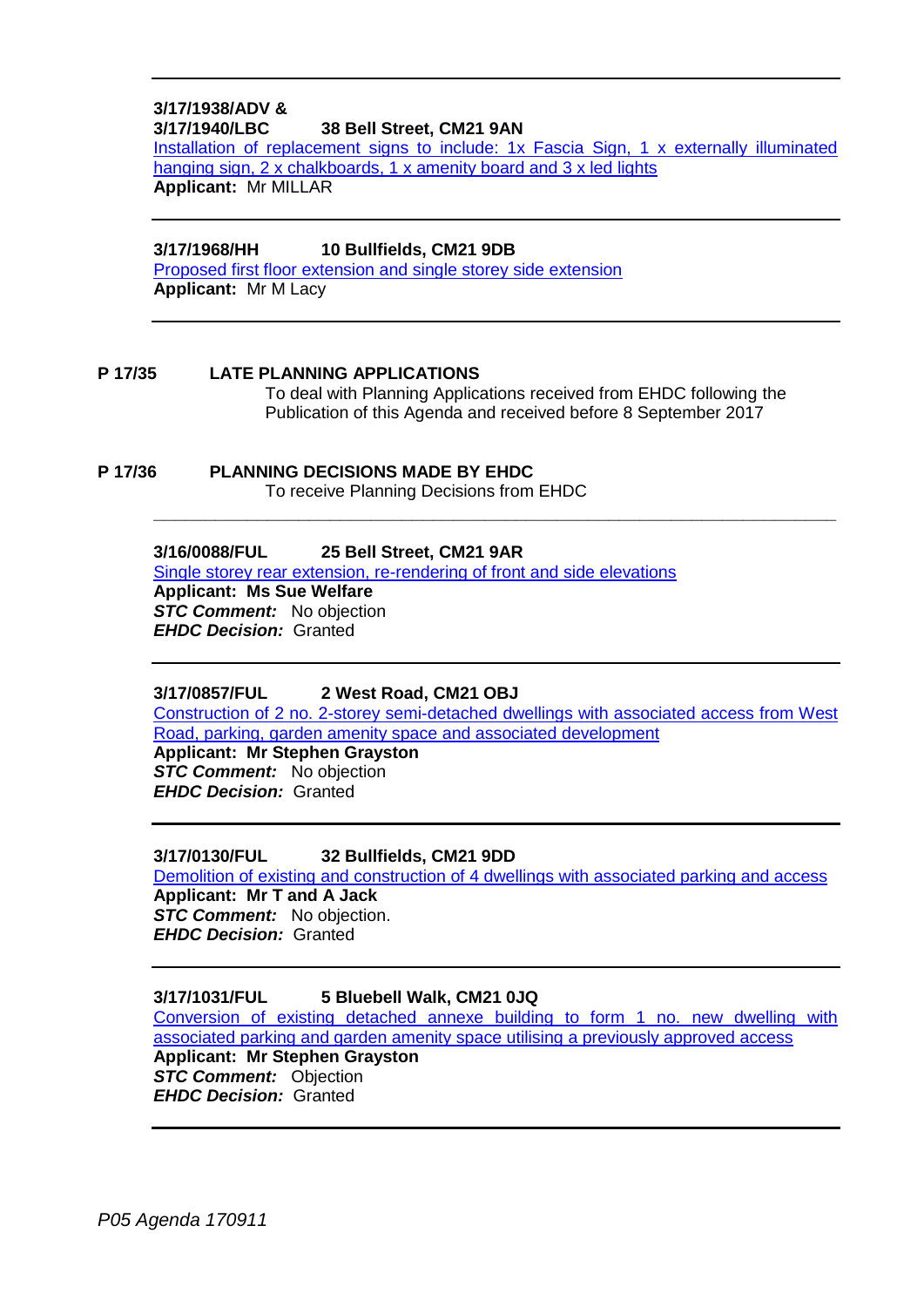---

**3/17/1938/ADV &**
**3/17/1940/LBC 38 Bell Street, CM21 9AN**
Installation of replacement signs to include: 1x Fascia Sign, 1 x externally illuminated hanging sign, 2 x chalkboards, 1 x amenity board and 3 x led lights
**Applicant:** Mr MILLAR

---

**3/17/1968/HH 10 Bullfields, CM21 9DB**
Proposed first floor extension and single storey side extension
**Applicant:** Mr M Lacy

---

**P 17/35 LATE PLANNING APPLICATIONS**
To deal with Planning Applications received from EHDC following the Publication of this Agenda and received before 8 September 2017

**P 17/36 PLANNING DECISIONS MADE BY EHDC**
To receive Planning Decisions from EHDC

---

**3/16/0088/FUL 25 Bell Street, CM21 9AR**
Single storey rear extension, re-rendering of front and side elevations
**Applicant: Ms Sue Welfare**
***STC Comment:*** No objection
***EHDC Decision:*** Granted

---

**3/17/0857/FUL 2 West Road, CM21 OBJ**
Construction of 2 no. 2-storey semi-detached dwellings with associated access from West Road, parking, garden amenity space and associated development
**Applicant: Mr Stephen Grayston**
***STC Comment:*** No objection
***EHDC Decision:*** Granted

---

**3/17/0130/FUL 32 Bullfields, CM21 9DD**
Demolition of existing and construction of 4 dwellings with associated parking and access
**Applicant: Mr T and A Jack**
***STC Comment:*** No objection.
***EHDC Decision:*** Granted

---

**3/17/1031/FUL 5 Bluebell Walk, CM21 0JQ**
Conversion of existing detached annexe building to form 1 no. new dwelling with associated parking and garden amenity space utilising a previously approved access
**Applicant: Mr Stephen Grayston**
***STC Comment:*** Objection
***EHDC Decision:*** Granted

---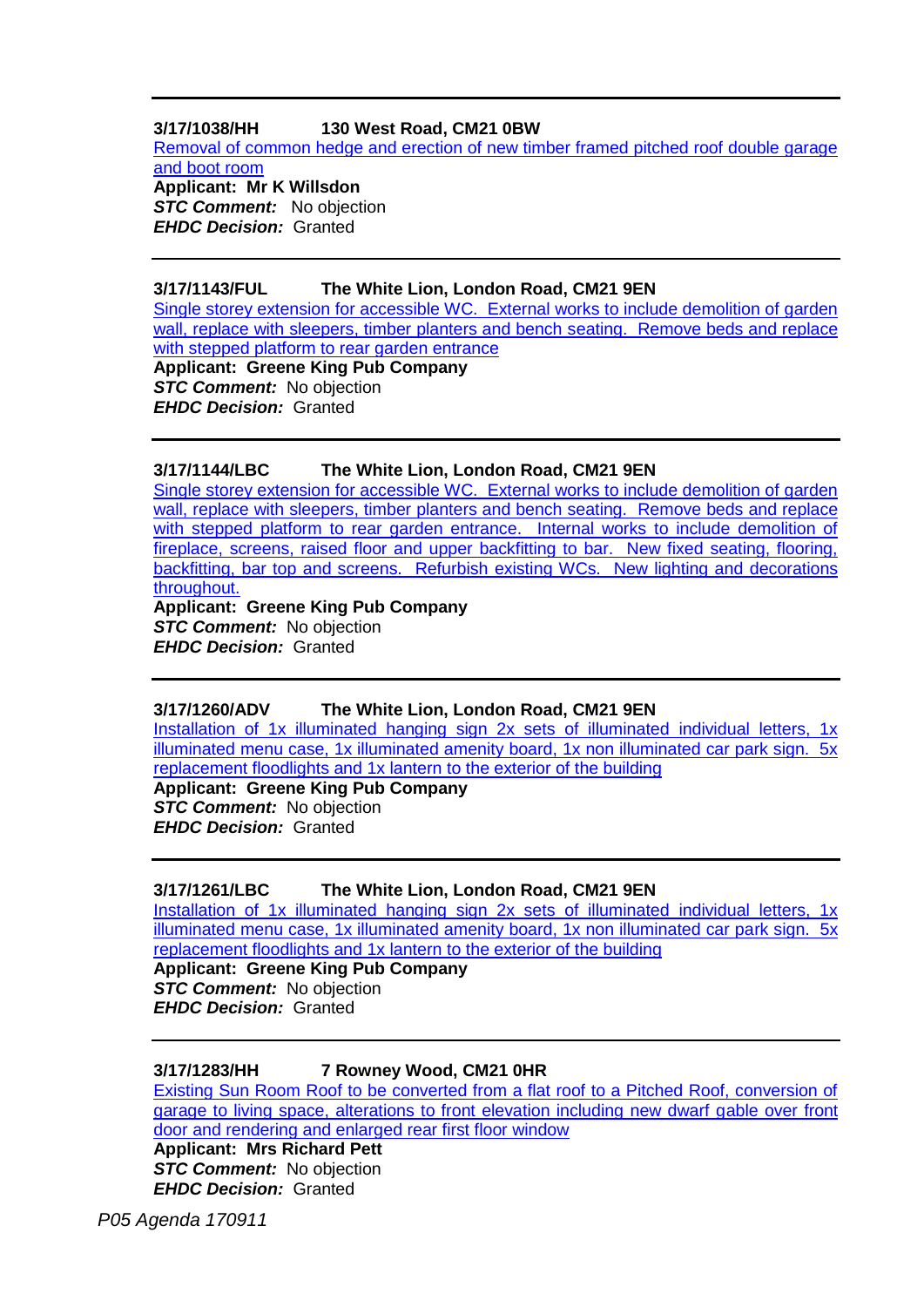---

**3/17/1038/HH 130 West Road, CM21 0BW**

Removal of common hedge and erection of new timber framed pitched roof double garage and boot room

**Applicant: Mr K Willsdon**
***STC Comment:*** No objection
***EHDC Decision:*** Granted

---

**3/17/1143/FUL The White Lion, London Road, CM21 9EN**

Single storey extension for accessible WC. External works to include demolition of garden wall, replace with sleepers, timber planters and bench seating. Remove beds and replace with stepped platform to rear garden entrance

**Applicant: Greene King Pub Company**
***STC Comment:*** No objection
***EHDC Decision:*** Granted

---

**3/17/1144/LBC The White Lion, London Road, CM21 9EN**

Single storey extension for accessible WC. External works to include demolition of garden wall, replace with sleepers, timber planters and bench seating. Remove beds and replace with stepped platform to rear garden entrance. Internal works to include demolition of fireplace, screens, raised floor and upper backfitting to bar. New fixed seating, flooring, backfitting, bar top and screens. Refurbish existing WCs. New lighting and decorations throughout.

**Applicant: Greene King Pub Company**
***STC Comment:*** No objection
***EHDC Decision:*** Granted

---

**3/17/1260/ADV The White Lion, London Road, CM21 9EN**

Installation of 1x illuminated hanging sign 2x sets of illuminated individual letters, 1x illuminated menu case, 1x illuminated amenity board, 1x non illuminated car park sign. 5x replacement floodlights and 1x lantern to the exterior of the building

**Applicant: Greene King Pub Company**
***STC Comment:*** No objection
***EHDC Decision:*** Granted

---

**3/17/1261/LBC The White Lion, London Road, CM21 9EN**

Installation of 1x illuminated hanging sign 2x sets of illuminated individual letters, 1x illuminated menu case, 1x illuminated amenity board, 1x non illuminated car park sign. 5x replacement floodlights and 1x lantern to the exterior of the building

**Applicant: Greene King Pub Company**
***STC Comment:*** No objection
***EHDC Decision:*** Granted

---

**3/17/1283/HH 7 Rowney Wood, CM21 0HR**

Existing Sun Room Roof to be converted from a flat roof to a Pitched Roof, conversion of garage to living space, alterations to front elevation including new dwarf gable over front door and rendering and enlarged rear first floor window

**Applicant: Mrs Richard Pett**
***STC Comment:*** No objection
***EHDC Decision:*** Granted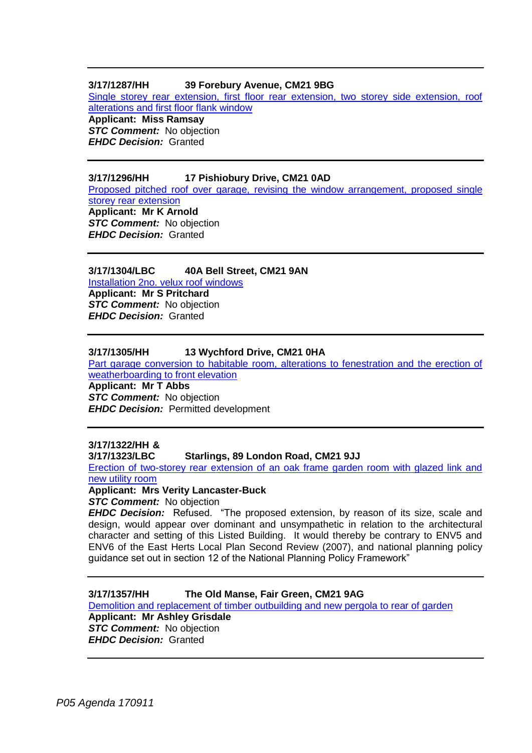---

**3/17/1287/HH 39 Forebury Avenue, CM21 9BG**

Single storey rear extension, first floor rear extension, two storey side extension, roof alterations and first floor flank window

**Applicant: Miss Ramsay**

***STC Comment:*** No objection

***EHDC Decision:*** Granted

---

**3/17/1296/HH 17 Pishiobury Drive, CM21 0AD**

Proposed pitched roof over garage, revising the window arrangement, proposed single storey rear extension

**Applicant: Mr K Arnold**

***STC Comment:*** No objection

***EHDC Decision:*** Granted

---

**3/17/1304/LBC 40A Bell Street, CM21 9AN**

Installation 2no. velux roof windows

**Applicant: Mr S Pritchard**

***STC Comment:*** No objection

***EHDC Decision:*** Granted

---

**3/17/1305/HH 13 Wychford Drive, CM21 0HA**

Part garage conversion to habitable room, alterations to fenestration and the erection of weatherboarding to front elevation

**Applicant: Mr T Abbs**

***STC Comment:*** No objection

***EHDC Decision:*** Permitted development

---

**3/17/1322/HH &**
**3/17/1323/LBC Starlings, 89 London Road, CM21 9JJ**

Erection of two-storey rear extension of an oak frame garden room with glazed link and new utility room

**Applicant: Mrs Verity Lancaster-Buck**

***STC Comment:*** No objection

***EHDC Decision:*** Refused. "The proposed extension, by reason of its size, scale and design, would appear over dominant and unsympathetic in relation to the architectural character and setting of this Listed Building. It would thereby be contrary to ENV5 and ENV6 of the East Herts Local Plan Second Review (2007), and national planning policy guidance set out in section 12 of the National Planning Policy Framework"

---

**3/17/1357/HH The Old Manse, Fair Green, CM21 9AG**

Demolition and replacement of timber outbuilding and new pergola to rear of garden

**Applicant: Mr Ashley Grisdale**

***STC Comment:*** No objection

***EHDC Decision:*** Granted

---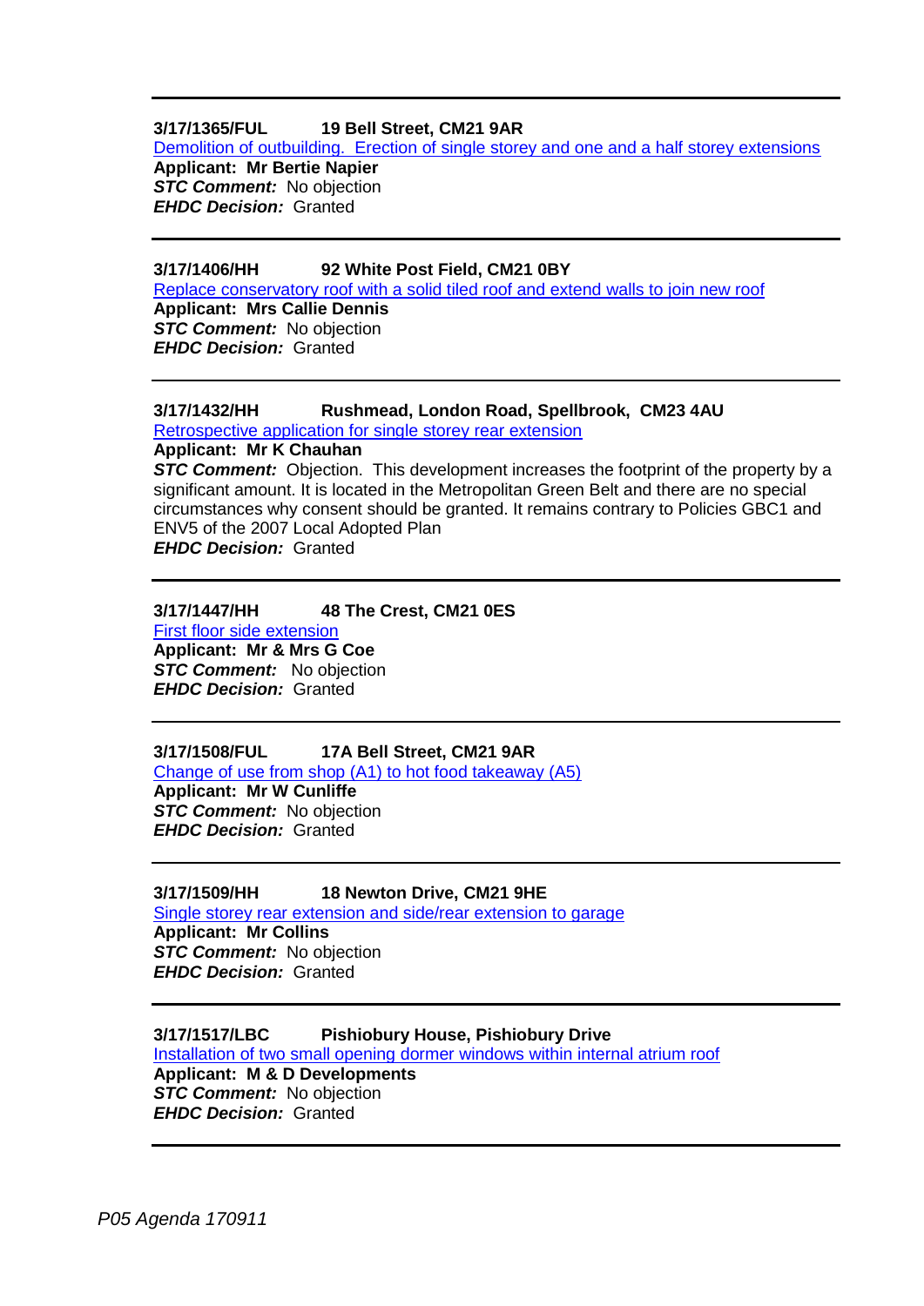---

**3/17/1365/FUL 19 Bell Street, CM21 9AR**
Demolition of outbuilding. Erection of single storey and one and a half storey extensions
**Applicant: Mr Bertie Napier**
***STC Comment:*** No objection
***EHDC Decision:*** Granted

---

**3/17/1406/HH 92 White Post Field, CM21 0BY**
Replace conservatory roof with a solid tiled roof and extend walls to join new roof
**Applicant: Mrs Callie Dennis**
***STC Comment:*** No objection
***EHDC Decision:*** Granted

---

**3/17/1432/HH Rushmead, London Road, Spellbrook, CM23 4AU**
Retrospective application for single storey rear extension
**Applicant: Mr K Chauhan**
***STC Comment:*** Objection. This development increases the footprint of the property by a significant amount. It is located in the Metropolitan Green Belt and there are no special circumstances why consent should be granted. It remains contrary to Policies GBC1 and ENV5 of the 2007 Local Adopted Plan
***EHDC Decision:*** Granted

---

**3/17/1447/HH 48 The Crest, CM21 0ES**
First floor side extension
**Applicant: Mr & Mrs G Coe**
***STC Comment:*** No objection
***EHDC Decision:*** Granted

---

**3/17/1508/FUL 17A Bell Street, CM21 9AR**
Change of use from shop (A1) to hot food takeaway (A5)
**Applicant: Mr W Cunliffe**
***STC Comment:*** No objection
***EHDC Decision:*** Granted

---

**3/17/1509/HH 18 Newton Drive, CM21 9HE**
Single storey rear extension and side/rear extension to garage
**Applicant: Mr Collins**
***STC Comment:*** No objection
***EHDC Decision:*** Granted

---

**3/17/1517/LBC Pishiobury House, Pishiobury Drive**
Installation of two small opening dormer windows within internal atrium roof
**Applicant: M & D Developments**
***STC Comment:*** No objection
***EHDC Decision:*** Granted

---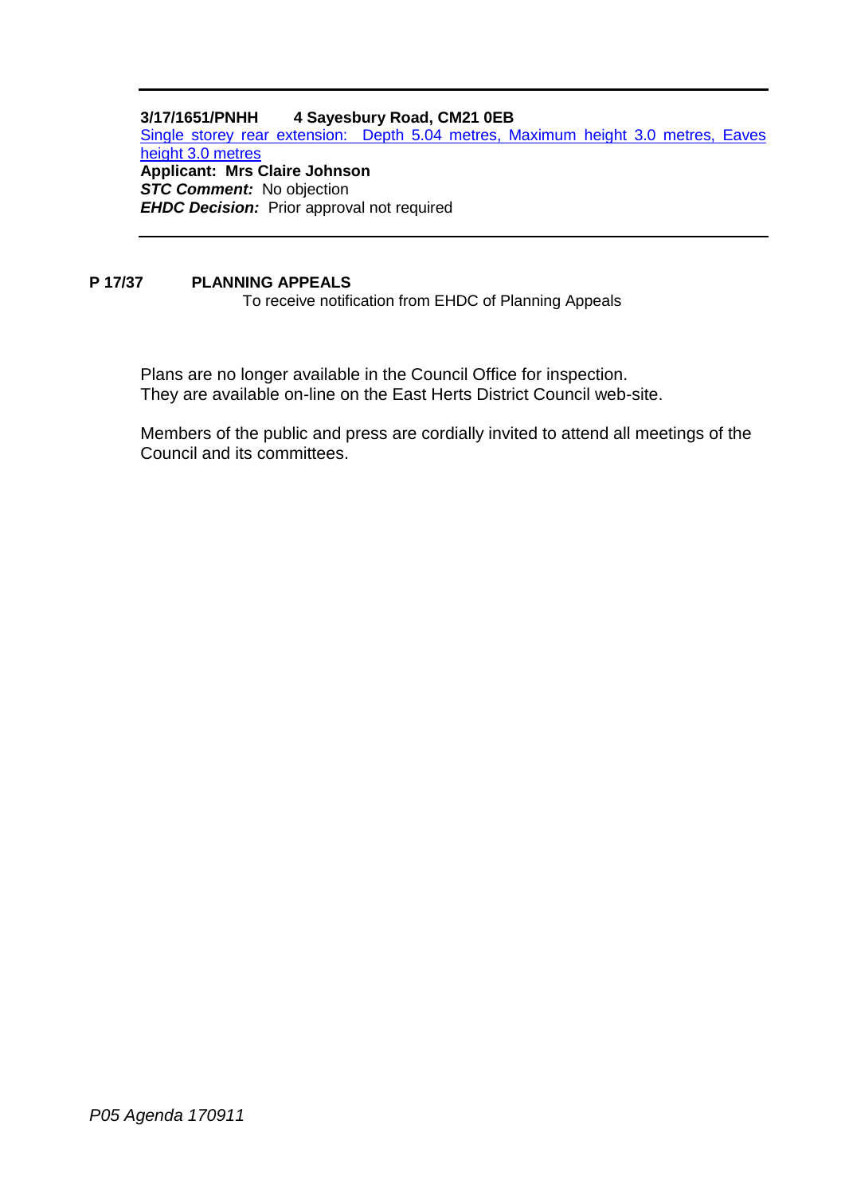---

**3/17/1651/PNHH 4 Sayesbury Road, CM21 0EB**
Single storey rear extension: Depth 5.04 metres, Maximum height 3.0 metres, Eaves height 3.0 metres
**Applicant: Mrs Claire Johnson**
***STC Comment:*** No objection
***EHDC Decision:*** Prior approval not required

---

**P 17/37 PLANNING APPEALS**

To receive notification from EHDC of Planning Appeals

Plans are no longer available in the Council Office for inspection.
They are available on-line on the East Herts District Council web-site.

Members of the public and press are cordially invited to attend all meetings of the Council and its committees.